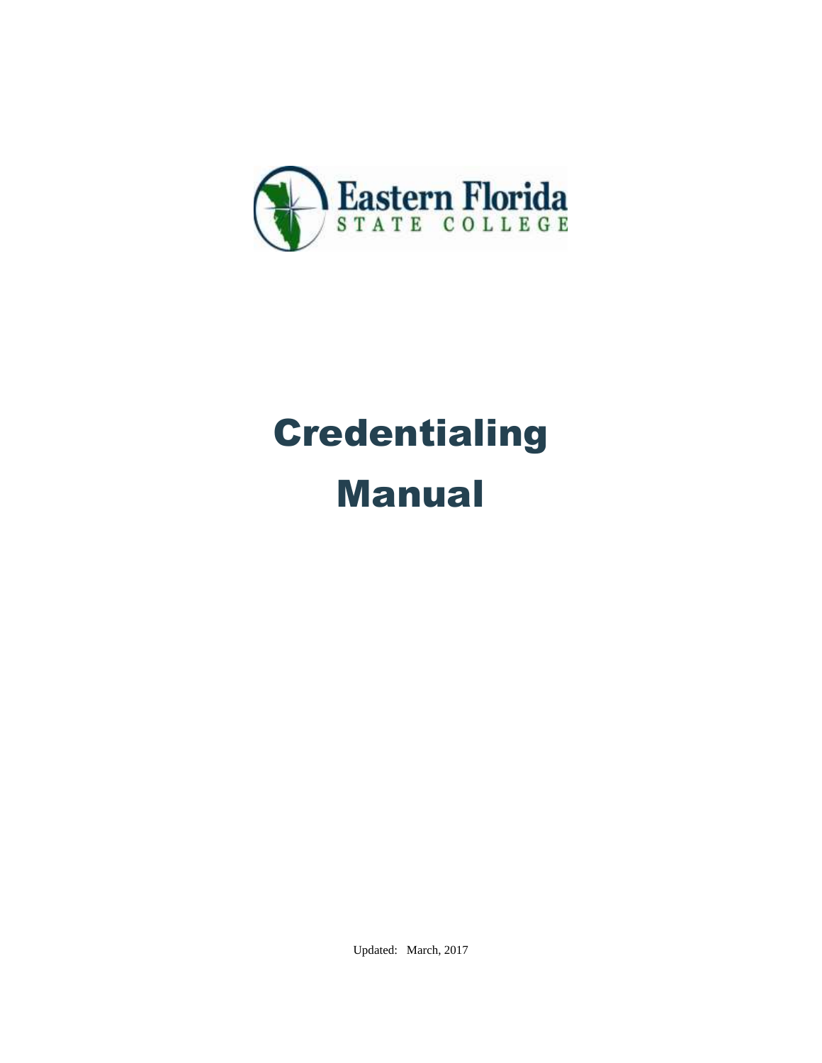Eastern Florida
STATE COLLEGE

# Credentialing Manual

Updated: March, 2017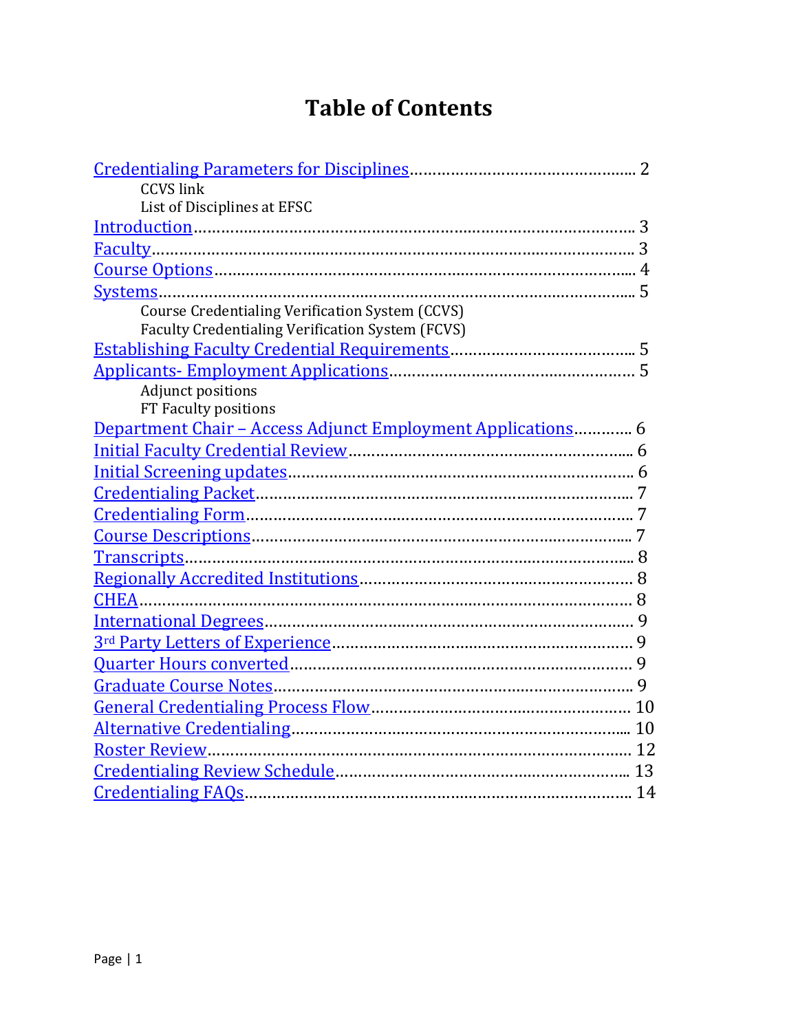# Table of Contents

- Credentialing Parameters for Disciplines........................................... 2
    - CCVS link
    - List of Disciplines at EFSC
- Introduction........................................................................................... 3
- Faculty.................................................................................................. 3
- Course Options...................................................................................... 4
- Systems................................................................................................. 5
    - Course Credentialing Verification System (CCVS)
    - Faculty Credentialing Verification System (FCVS)
- Establishing Faculty Credential Requirements...................................... 5
- Applicants- Employment Applications.................................................. 5
    - Adjunct positions
    - FT Faculty positions
- Department Chair – Access Adjunct Employment Applications............ 6
- Initial Faculty Credential Review........................................................... 6
- Initial Screening updates...................................................................... 6
- Credentialing Packet............................................................................. 7
- Credentialing Form................................................................................ 7
- Course Descriptions.............................................................................. 7
- Transcripts............................................................................................ 8
- Regionally Accredited Institutions......................................................... 8
- CHEA..................................................................................................... 8
- International Degrees........................................................................... 9
- 3rd Party Letters of Experience............................................................. 9
- Quarter Hours converted...................................................................... 9
- Graduate Course Notes........................................................................ 9
- General Credentialing Process Flow..................................................... 10
- Alternative Credentialing...................................................................... 10
- Roster Review...................................................................................... 12
- Credentialing Review Schedule............................................................ 13
- Credentialing FAQs.............................................................................. 14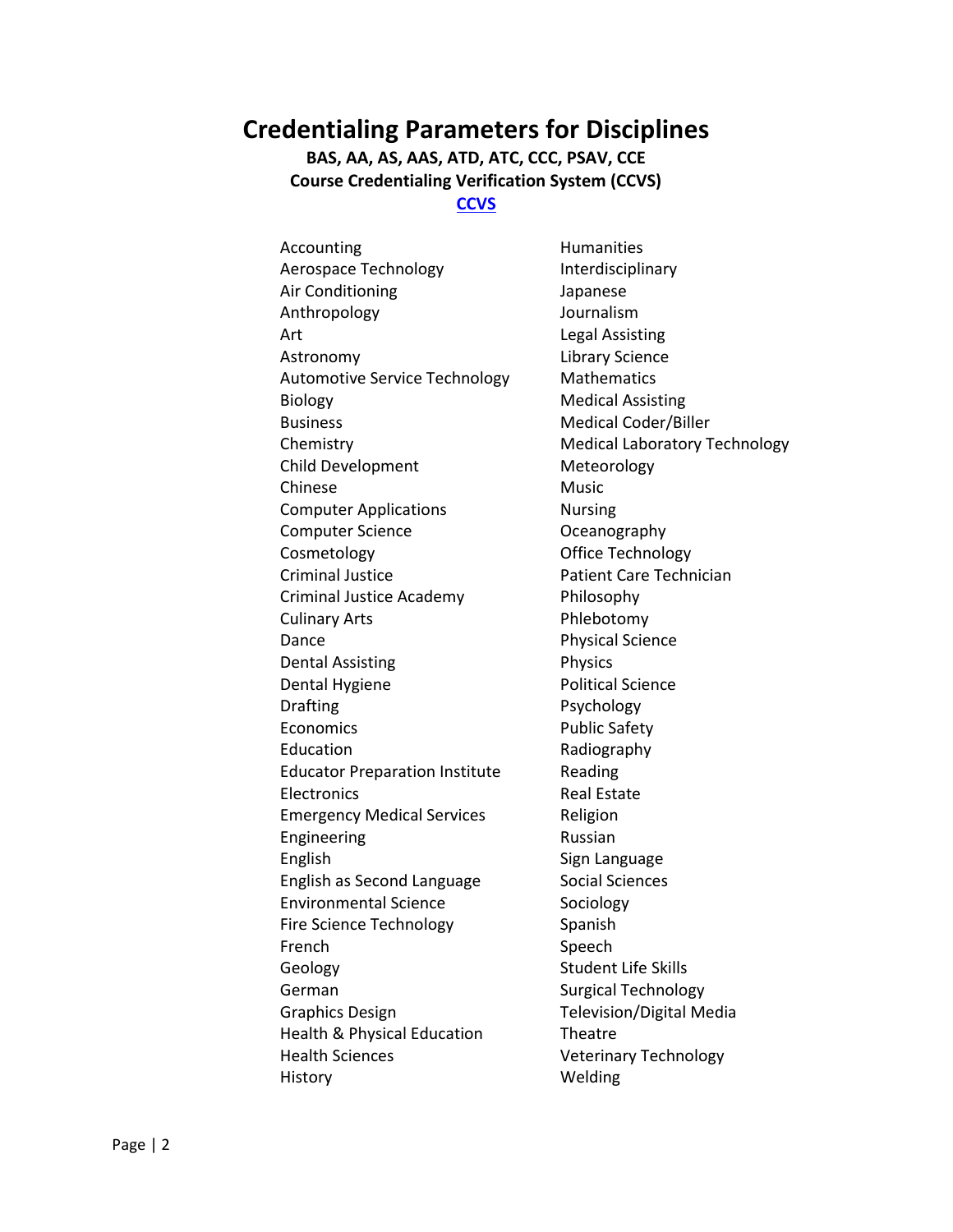# Credentialing Parameters for Disciplines

**BAS, AA, AS, AAS, ATD, ATC, CCC, PSAV, CCE**

**Course Credentialing Verification System (CCVS)**

**CCVS**

- Accounting
- Aerospace Technology
- Air Conditioning
- Anthropology
- Art
- Astronomy
- Automotive Service Technology
- Biology
- Business
- Chemistry
- Child Development
- Chinese
- Computer Applications
- Computer Science
- Cosmetology
- Criminal Justice
- Criminal Justice Academy
- Culinary Arts
- Dance
- Dental Assisting
- Dental Hygiene
- Drafting
- Economics
- Education
- Educator Preparation Institute
- Electronics
- Emergency Medical Services
- Engineering
- English
- English as Second Language
- Environmental Science
- Fire Science Technology
- French
- Geology
- German
- Graphics Design
- Health & Physical Education
- Health Sciences
- History
- Humanities
- Interdisciplinary
- Japanese
- Journalism
- Legal Assisting
- Library Science
- Mathematics
- Medical Assisting
- Medical Coder/Biller
- Medical Laboratory Technology
- Meteorology
- Music
- Nursing
- Oceanography
- Office Technology
- Patient Care Technician
- Philosophy
- Phlebotomy
- Physical Science
- Physics
- Political Science
- Psychology
- Public Safety
- Radiography
- Reading
- Real Estate
- Religion
- Russian
- Sign Language
- Social Sciences
- Sociology
- Spanish
- Speech
- Student Life Skills
- Surgical Technology
- Television/Digital Media
- Theatre
- Veterinary Technology
- Welding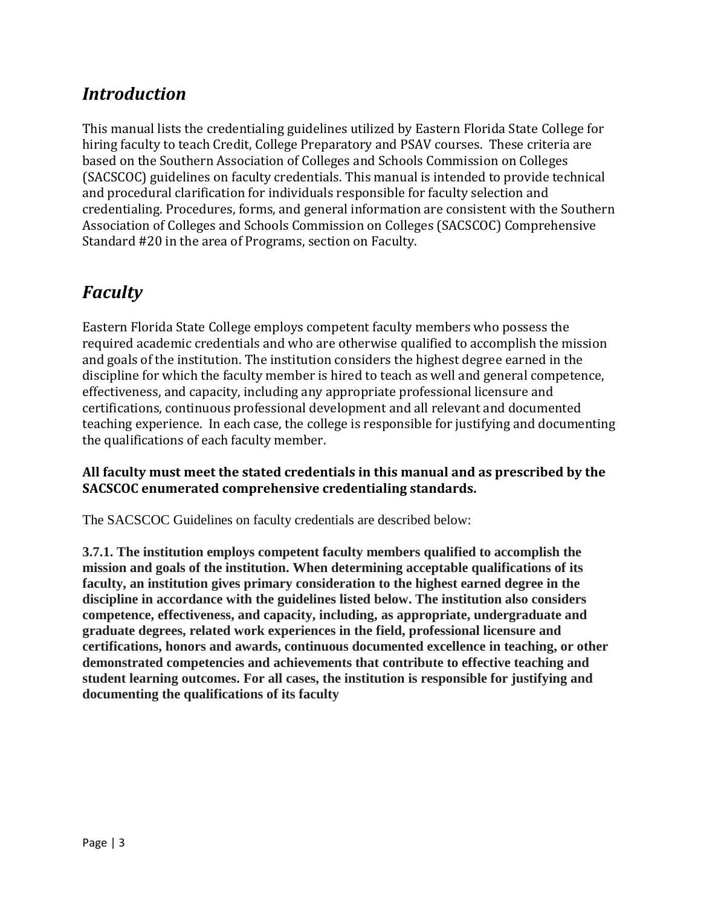## *Introduction*

This manual lists the credentialing guidelines utilized by Eastern Florida State College for hiring faculty to teach Credit, College Preparatory and PSAV courses. These criteria are based on the Southern Association of Colleges and Schools Commission on Colleges (SACSCOC) guidelines on faculty credentials. This manual is intended to provide technical and procedural clarification for individuals responsible for faculty selection and credentialing. Procedures, forms, and general information are consistent with the Southern Association of Colleges and Schools Commission on Colleges (SACSCOC) Comprehensive Standard #20 in the area of Programs, section on Faculty.

## *Faculty*

Eastern Florida State College employs competent faculty members who possess the required academic credentials and who are otherwise qualified to accomplish the mission and goals of the institution. The institution considers the highest degree earned in the discipline for which the faculty member is hired to teach as well and general competence, effectiveness, and capacity, including any appropriate professional licensure and certifications, continuous professional development and all relevant and documented teaching experience. In each case, the college is responsible for justifying and documenting the qualifications of each faculty member.

**All faculty must meet the stated credentials in this manual and as prescribed by the SACSCOC enumerated comprehensive credentialing standards.**

The SACSCOC Guidelines on faculty credentials are described below:

**3.7.1. The institution employs competent faculty members qualified to accomplish the mission and goals of the institution. When determining acceptable qualifications of its faculty, an institution gives primary consideration to the highest earned degree in the discipline in accordance with the guidelines listed below. The institution also considers competence, effectiveness, and capacity, including, as appropriate, undergraduate and graduate degrees, related work experiences in the field, professional licensure and certifications, honors and awards, continuous documented excellence in teaching, or other demonstrated competencies and achievements that contribute to effective teaching and student learning outcomes. For all cases, the institution is responsible for justifying and documenting the qualifications of its faculty**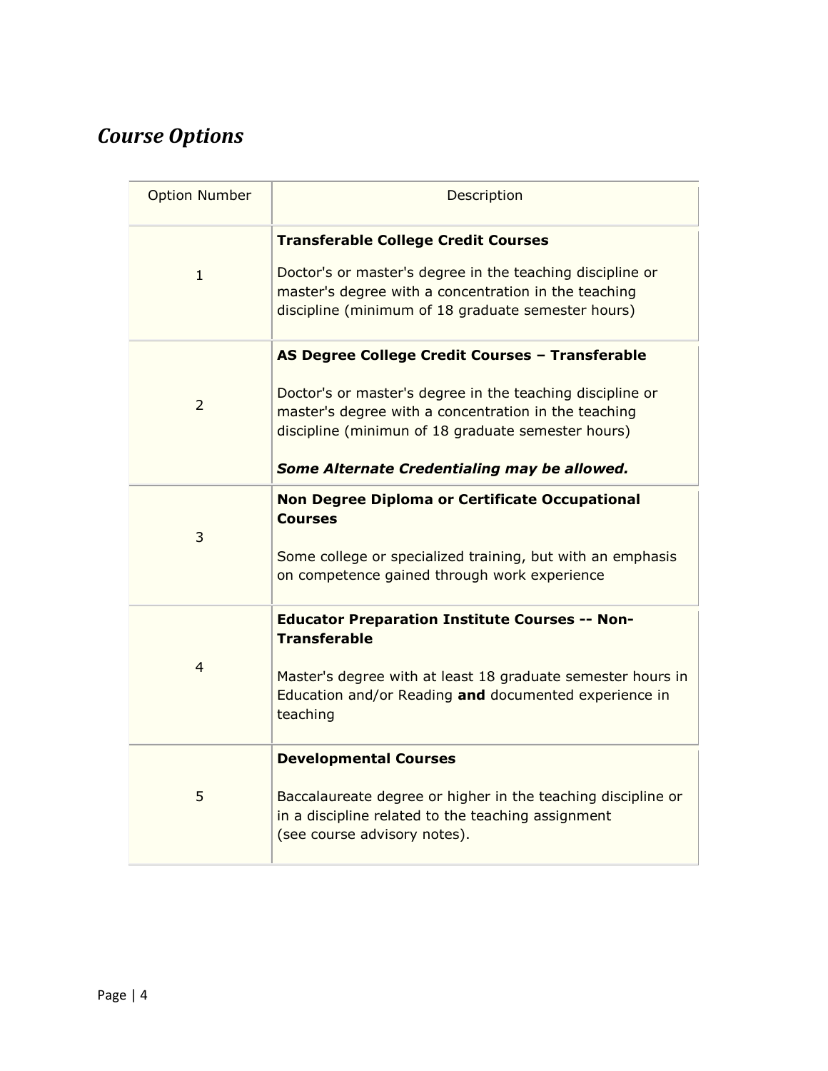# *Course Options*

| Option Number | Description |
| --- | --- |
| 1 | **Transferable College Credit Courses**<br><br>Doctor's or master's degree in the teaching discipline or master's degree with a concentration in the teaching discipline (minimum of 18 graduate semester hours) |
| 2 | **AS Degree College Credit Courses – Transferable**<br><br>Doctor's or master's degree in the teaching discipline or master's degree with a concentration in the teaching discipline (minimun of 18 graduate semester hours)<br><br>***Some Alternate Credentialing may be allowed.*** |
| 3 | **Non Degree Diploma or Certificate Occupational Courses**<br><br>Some college or specialized training, but with an emphasis on competence gained through work experience |
| 4 | **Educator Preparation Institute Courses -- Non-Transferable**<br><br>Master's degree with at least 18 graduate semester hours in Education and/or Reading **and** documented experience in teaching |
| 5 | **Developmental Courses**<br><br>Baccalaureate degree or higher in the teaching discipline or in a discipline related to the teaching assignment (see course advisory notes). |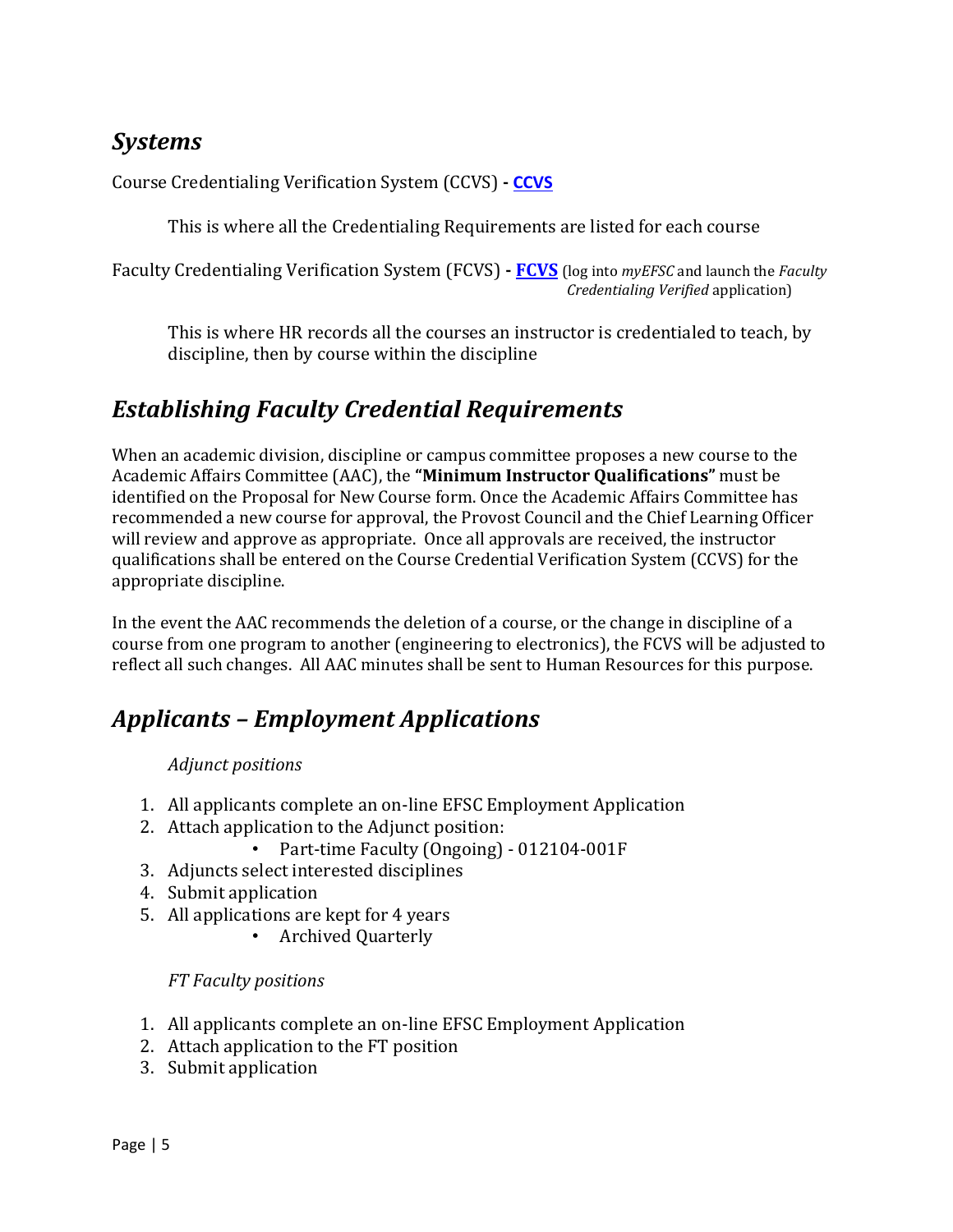## *Systems*

Course Credentialing Verification System (CCVS) **- CCVS**

This is where all the Credentialing Requirements are listed for each course

Faculty Credentialing Verification System (FCVS) **- FCVS** (log into *myEFSC* and launch the *Faculty Credentialing Verified* application)

This is where HR records all the courses an instructor is credentialed to teach, by discipline, then by course within the discipline

## *Establishing Faculty Credential Requirements*

When an academic division, discipline or campus committee proposes a new course to the Academic Affairs Committee (AAC), the **"Minimum Instructor Qualifications"** must be identified on the Proposal for New Course form. Once the Academic Affairs Committee has recommended a new course for approval, the Provost Council and the Chief Learning Officer will review and approve as appropriate. Once all approvals are received, the instructor qualifications shall be entered on the Course Credential Verification System (CCVS) for the appropriate discipline.

In the event the AAC recommends the deletion of a course, or the change in discipline of a course from one program to another (engineering to electronics), the FCVS will be adjusted to reflect all such changes. All AAC minutes shall be sent to Human Resources for this purpose.

## *Applicants – Employment Applications*

*Adjunct positions*

1. All applicants complete an on-line EFSC Employment Application
2. Attach application to the Adjunct position:
   - Part-time Faculty (Ongoing) - 012104-001F
3. Adjuncts select interested disciplines
4. Submit application
5. All applications are kept for 4 years
   - Archived Quarterly

*FT Faculty positions*

1. All applicants complete an on-line EFSC Employment Application
2. Attach application to the FT position
3. Submit application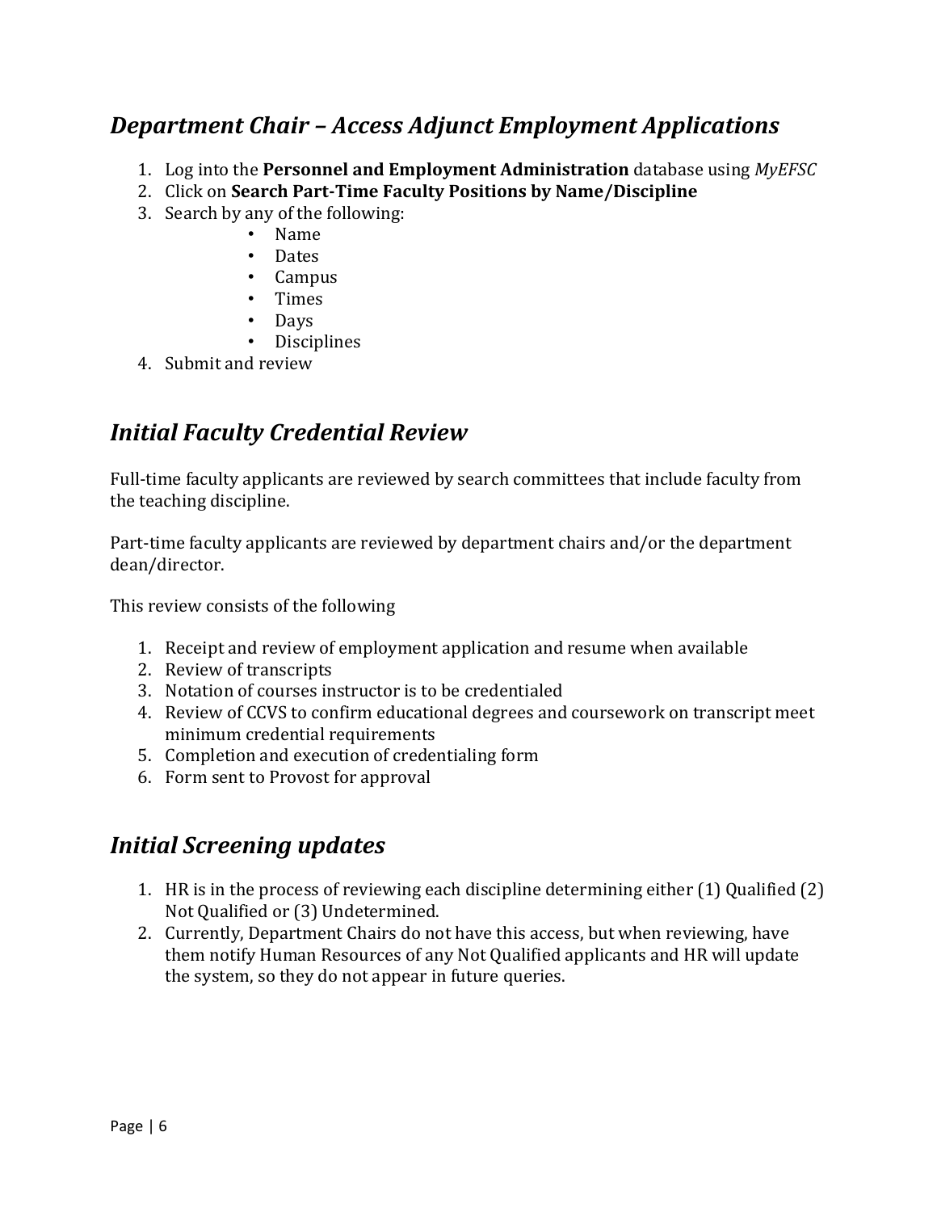## *Department Chair – Access Adjunct Employment Applications*

1. Log into the **Personnel and Employment Administration** database using *MyEFSC*
2. Click on **Search Part-Time Faculty Positions by Name/Discipline**
3. Search by any of the following:
   - Name
   - Dates
   - Campus
   - Times
   - Days
   - Disciplines
4. Submit and review

## *Initial Faculty Credential Review*

Full-time faculty applicants are reviewed by search committees that include faculty from the teaching discipline.

Part-time faculty applicants are reviewed by department chairs and/or the department dean/director.

This review consists of the following

1. Receipt and review of employment application and resume when available
2. Review of transcripts
3. Notation of courses instructor is to be credentialed
4. Review of CCVS to confirm educational degrees and coursework on transcript meet minimum credential requirements
5. Completion and execution of credentialing form
6. Form sent to Provost for approval

## *Initial Screening updates*

1. HR is in the process of reviewing each discipline determining either (1) Qualified (2) Not Qualified or (3) Undetermined.
2. Currently, Department Chairs do not have this access, but when reviewing, have them notify Human Resources of any Not Qualified applicants and HR will update the system, so they do not appear in future queries.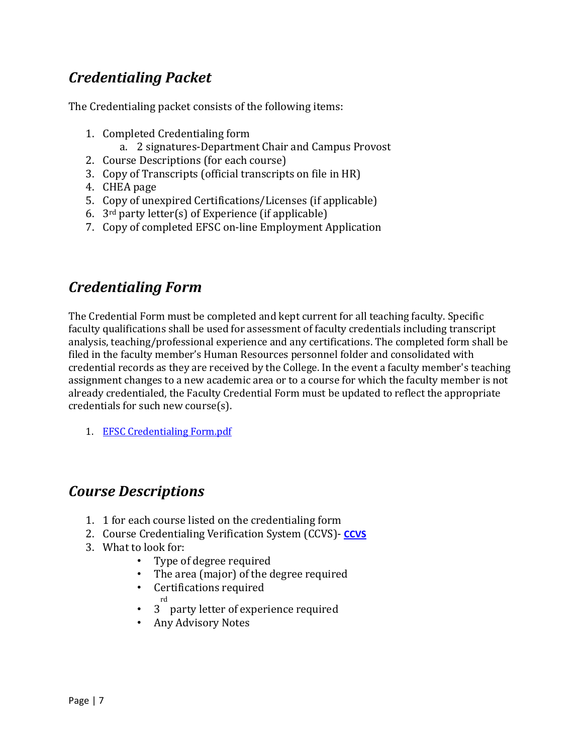## *Credentialing Packet*

The Credentialing packet consists of the following items:

1. Completed Credentialing form
    a. 2 signatures-Department Chair and Campus Provost
2. Course Descriptions (for each course)
3. Copy of Transcripts (official transcripts on file in HR)
4. CHEA page
5. Copy of unexpired Certifications/Licenses (if applicable)
6. 3rd party letter(s) of Experience (if applicable)
7. Copy of completed EFSC on-line Employment Application

## *Credentialing Form*

The Credential Form must be completed and kept current for all teaching faculty. Specific faculty qualifications shall be used for assessment of faculty credentials including transcript analysis, teaching/professional experience and any certifications. The completed form shall be filed in the faculty member's Human Resources personnel folder and consolidated with credential records as they are received by the College. In the event a faculty member's teaching assignment changes to a new academic area or to a course for which the faculty member is not already credentialed, the Faculty Credential Form must be updated to reflect the appropriate credentials for such new course(s).

1. EFSC Credentialing Form.pdf

## *Course Descriptions*

1. 1 for each course listed on the credentialing form
2. Course Credentialing Verification System (CCVS)- **CCVS**
3. What to look for:
    - Type of degree required
    - The area (major) of the degree required
    - Certifications required
    - 3rd party letter of experience required
    - Any Advisory Notes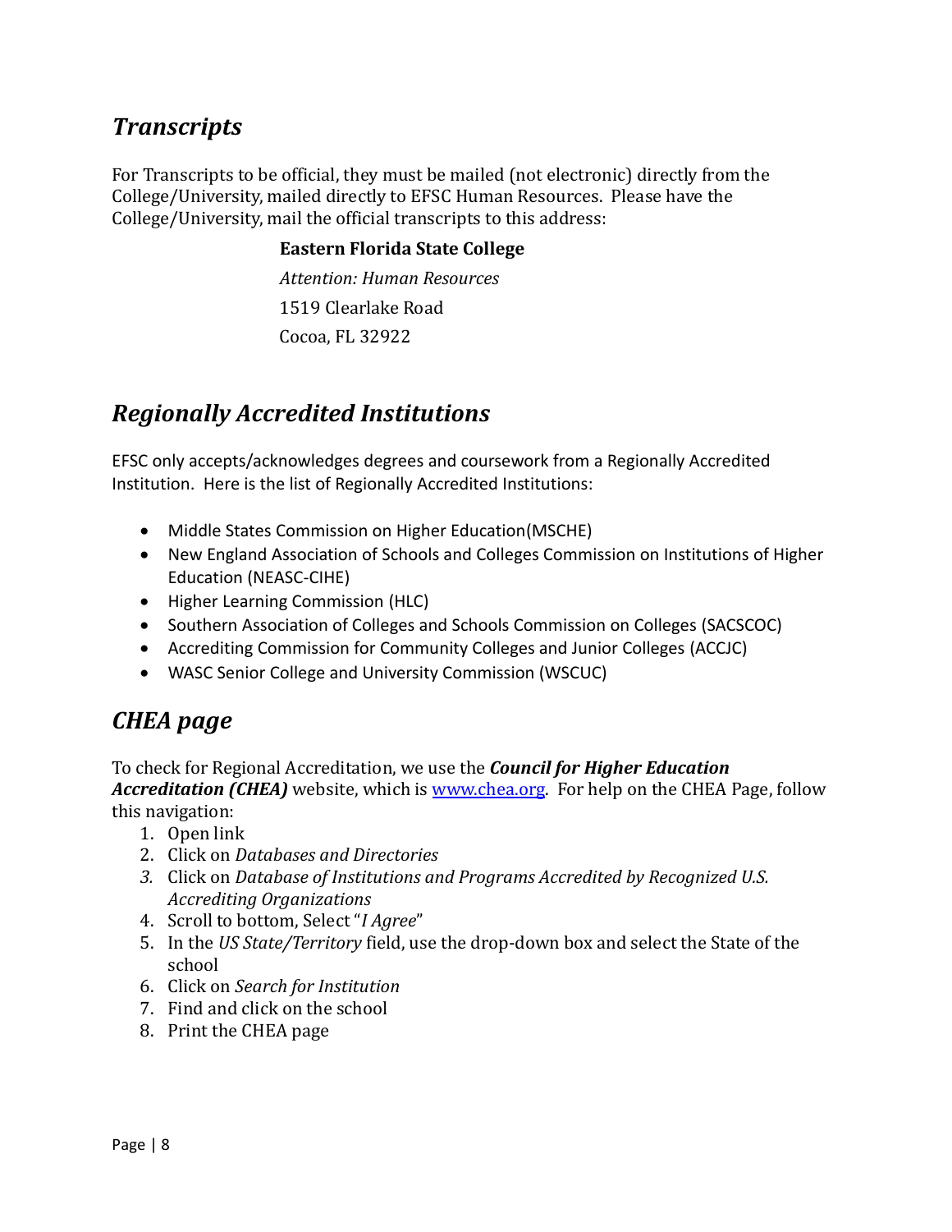## *Transcripts*

For Transcripts to be official, they must be mailed (not electronic) directly from the College/University, mailed directly to EFSC Human Resources. Please have the College/University, mail the official transcripts to this address:

**Eastern Florida State College**
*Attention: Human Resources*
1519 Clearlake Road
Cocoa, FL 32922

## *Regionally Accredited Institutions*

EFSC only accepts/acknowledges degrees and coursework from a Regionally Accredited Institution. Here is the list of Regionally Accredited Institutions:

- Middle States Commission on Higher Education(MSCHE)
- New England Association of Schools and Colleges Commission on Institutions of Higher Education (NEASC-CIHE)
- Higher Learning Commission (HLC)
- Southern Association of Colleges and Schools Commission on Colleges (SACSCOC)
- Accrediting Commission for Community Colleges and Junior Colleges (ACCJC)
- WASC Senior College and University Commission (WSCUC)

## *CHEA page*

To check for Regional Accreditation, we use the ***Council for Higher Education Accreditation (CHEA)*** website, which is [www.chea.org](http://www.chea.org). For help on the CHEA Page, follow this navigation:

1. Open link
2. Click on *Databases and Directories*
3. Click on *Database of Institutions and Programs Accredited by Recognized U.S. Accrediting Organizations*
4. Scroll to bottom, Select "*I Agree*"
5. In the *US State/Territory* field, use the drop-down box and select the State of the school
6. Click on *Search for Institution*
7. Find and click on the school
8. Print the CHEA page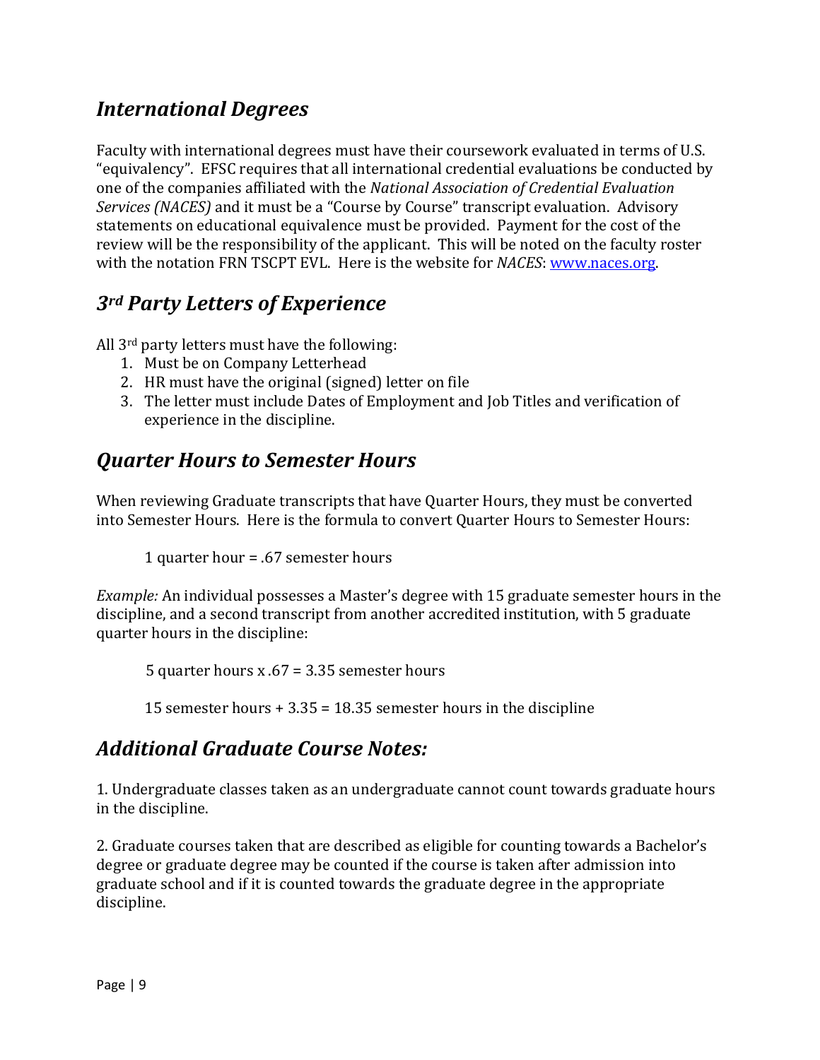## *International Degrees*

Faculty with international degrees must have their coursework evaluated in terms of U.S. "equivalency". EFSC requires that all international credential evaluations be conducted by one of the companies affiliated with the *National Association of Credential Evaluation Services (NACES)* and it must be a "Course by Course" transcript evaluation. Advisory statements on educational equivalence must be provided. Payment for the cost of the review will be the responsibility of the applicant. This will be noted on the faculty roster with the notation FRN TSCPT EVL. Here is the website for *NACES*: [www.naces.org](http://www.naces.org).

## *3rd Party Letters of Experience*

All 3rd party letters must have the following:

1. Must be on Company Letterhead
2. HR must have the original (signed) letter on file
3. The letter must include Dates of Employment and Job Titles and verification of experience in the discipline.

## *Quarter Hours to Semester Hours*

When reviewing Graduate transcripts that have Quarter Hours, they must be converted into Semester Hours. Here is the formula to convert Quarter Hours to Semester Hours:

> 1 quarter hour = .67 semester hours

*Example:* An individual possesses a Master's degree with 15 graduate semester hours in the discipline, and a second transcript from another accredited institution, with 5 graduate quarter hours in the discipline:

> 5 quarter hours x .67 = 3.35 semester hours
>
> 15 semester hours + 3.35 = 18.35 semester hours in the discipline

## *Additional Graduate Course Notes:*

1. Undergraduate classes taken as an undergraduate cannot count towards graduate hours in the discipline.

2. Graduate courses taken that are described as eligible for counting towards a Bachelor's degree or graduate degree may be counted if the course is taken after admission into graduate school and if it is counted towards the graduate degree in the appropriate discipline.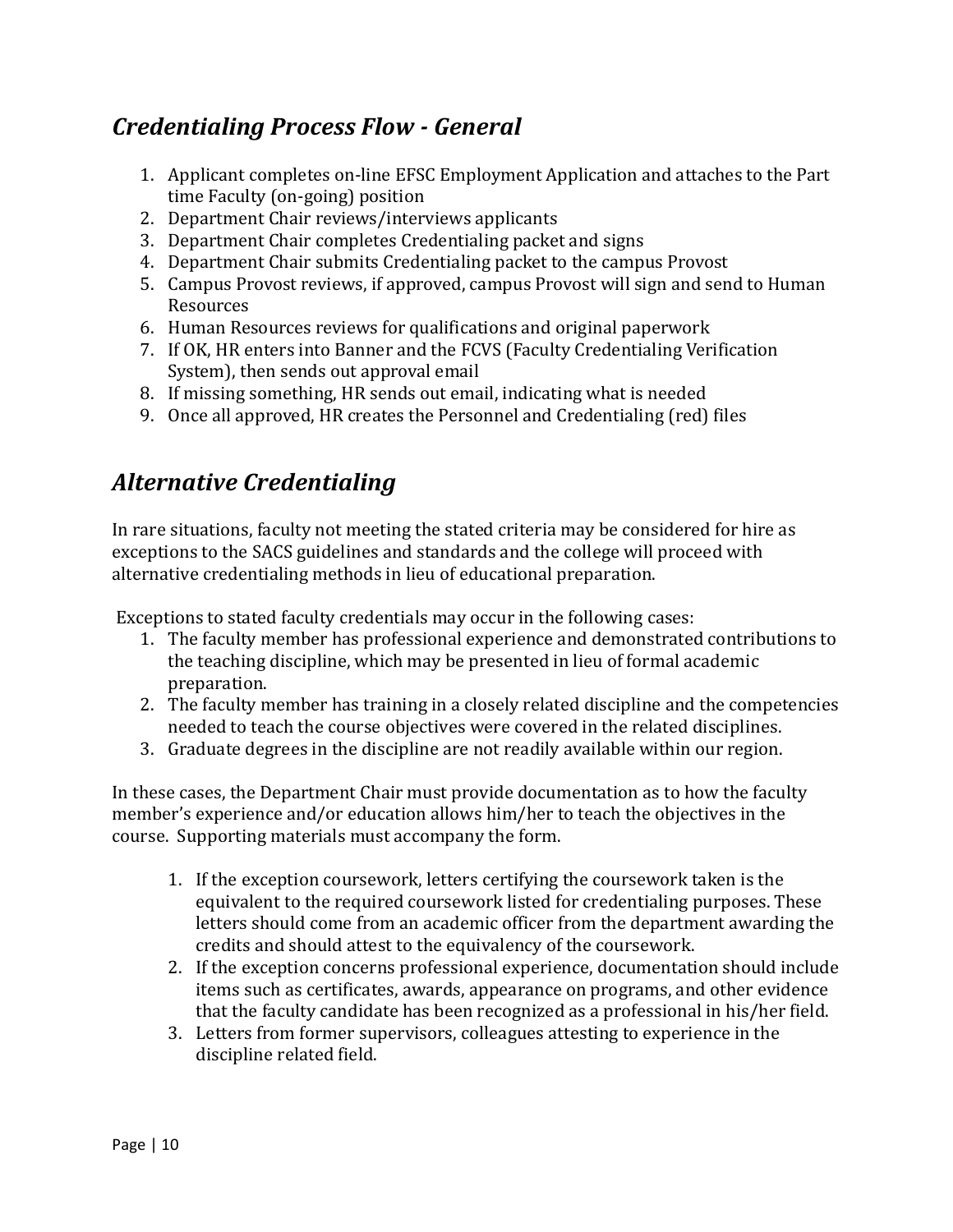## *Credentialing Process Flow - General*

1. Applicant completes on-line EFSC Employment Application and attaches to the Part time Faculty (on-going) position
2. Department Chair reviews/interviews applicants
3. Department Chair completes Credentialing packet and signs
4. Department Chair submits Credentialing packet to the campus Provost
5. Campus Provost reviews, if approved, campus Provost will sign and send to Human Resources
6. Human Resources reviews for qualifications and original paperwork
7. If OK, HR enters into Banner and the FCVS (Faculty Credentialing Verification System), then sends out approval email
8. If missing something, HR sends out email, indicating what is needed
9. Once all approved, HR creates the Personnel and Credentialing (red) files

## *Alternative Credentialing*

In rare situations, faculty not meeting the stated criteria may be considered for hire as exceptions to the SACS guidelines and standards and the college will proceed with alternative credentialing methods in lieu of educational preparation.

Exceptions to stated faculty credentials may occur in the following cases:

1. The faculty member has professional experience and demonstrated contributions to the teaching discipline, which may be presented in lieu of formal academic preparation.
2. The faculty member has training in a closely related discipline and the competencies needed to teach the course objectives were covered in the related disciplines.
3. Graduate degrees in the discipline are not readily available within our region.

In these cases, the Department Chair must provide documentation as to how the faculty member's experience and/or education allows him/her to teach the objectives in the course. Supporting materials must accompany the form.

1. If the exception coursework, letters certifying the coursework taken is the equivalent to the required coursework listed for credentialing purposes. These letters should come from an academic officer from the department awarding the credits and should attest to the equivalency of the coursework.
2. If the exception concerns professional experience, documentation should include items such as certificates, awards, appearance on programs, and other evidence that the faculty candidate has been recognized as a professional in his/her field.
3. Letters from former supervisors, colleagues attesting to experience in the discipline related field.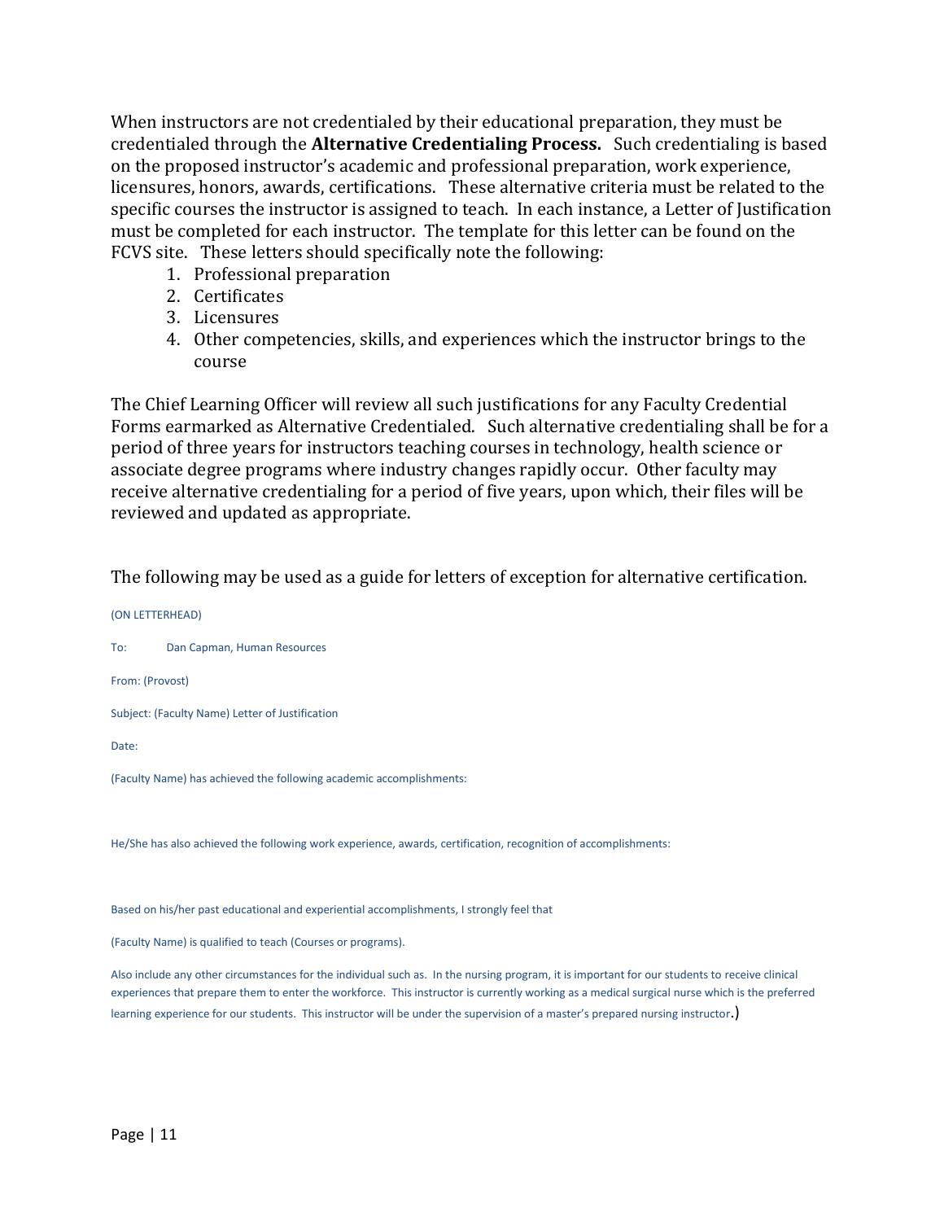When instructors are not credentialed by their educational preparation, they must be credentialed through the **Alternative Credentialing Process.** Such credentialing is based on the proposed instructor's academic and professional preparation, work experience, licensures, honors, awards, certifications. These alternative criteria must be related to the specific courses the instructor is assigned to teach. In each instance, a Letter of Justification must be completed for each instructor. The template for this letter can be found on the FCVS site. These letters should specifically note the following:

1. Professional preparation
2. Certificates
3. Licensures
4. Other competencies, skills, and experiences which the instructor brings to the course

The Chief Learning Officer will review all such justifications for any Faculty Credential Forms earmarked as Alternative Credentialed. Such alternative credentialing shall be for a period of three years for instructors teaching courses in technology, health science or associate degree programs where industry changes rapidly occur. Other faculty may receive alternative credentialing for a period of five years, upon which, their files will be reviewed and updated as appropriate.

The following may be used as a guide for letters of exception for alternative certification.

(ON LETTERHEAD)

To: Dan Capman, Human Resources

From: (Provost)

Subject: (Faculty Name) Letter of Justification

Date:

(Faculty Name) has achieved the following academic accomplishments:

He/She has also achieved the following work experience, awards, certification, recognition of accomplishments:

Based on his/her past educational and experiential accomplishments, I strongly feel that

(Faculty Name) is qualified to teach (Courses or programs).

Also include any other circumstances for the individual such as. In the nursing program, it is important for our students to receive clinical experiences that prepare them to enter the workforce. This instructor is currently working as a medical surgical nurse which is the preferred learning experience for our students. This instructor will be under the supervision of a master's prepared nursing instructor.)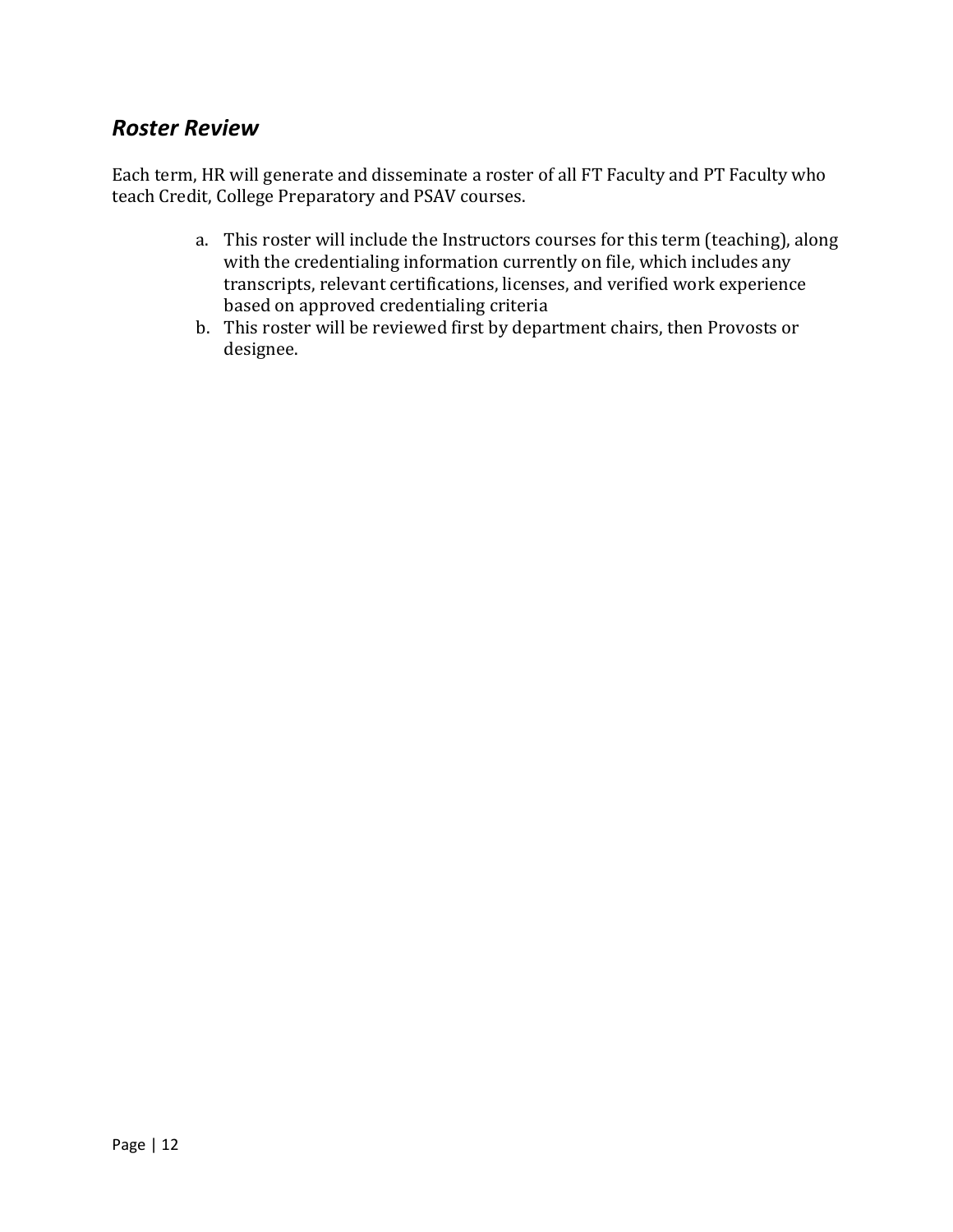## *Roster Review*

Each term, HR will generate and disseminate a roster of all FT Faculty and PT Faculty who teach Credit, College Preparatory and PSAV courses.

a. This roster will include the Instructors courses for this term (teaching), along with the credentialing information currently on file, which includes any transcripts, relevant certifications, licenses, and verified work experience based on approved credentialing criteria
b. This roster will be reviewed first by department chairs, then Provosts or designee.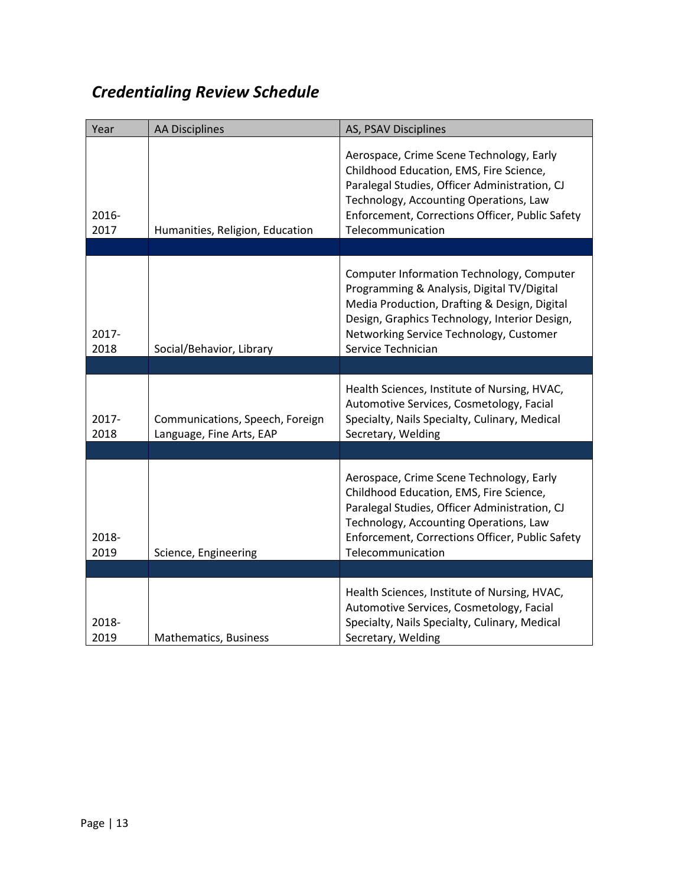## *Credentialing Review Schedule*

| Year | AA Disciplines | AS, PSAV Disciplines |
|---|---|---|
| 2016-2017 | Humanities, Religion, Education | Aerospace, Crime Scene Technology, Early Childhood Education, EMS, Fire Science, Paralegal Studies, Officer Administration, CJ Technology, Accounting Operations, Law Enforcement, Corrections Officer, Public Safety Telecommunication |
| | | |
| 2017-2018 | Social/Behavior, Library | Computer Information Technology, Computer Programming & Analysis, Digital TV/Digital Media Production, Drafting & Design, Digital Design, Graphics Technology, Interior Design, Networking Service Technology, Customer Service Technician |
| | | |
| 2017-2018 | Communications, Speech, Foreign Language, Fine Arts, EAP | Health Sciences, Institute of Nursing, HVAC, Automotive Services, Cosmetology, Facial Specialty, Nails Specialty, Culinary, Medical Secretary, Welding |
| | | |
| 2018-2019 | Science, Engineering | Aerospace, Crime Scene Technology, Early Childhood Education, EMS, Fire Science, Paralegal Studies, Officer Administration, CJ Technology, Accounting Operations, Law Enforcement, Corrections Officer, Public Safety Telecommunication |
| | | |
| 2018-2019 | Mathematics, Business | Health Sciences, Institute of Nursing, HVAC, Automotive Services, Cosmetology, Facial Specialty, Nails Specialty, Culinary, Medical Secretary, Welding |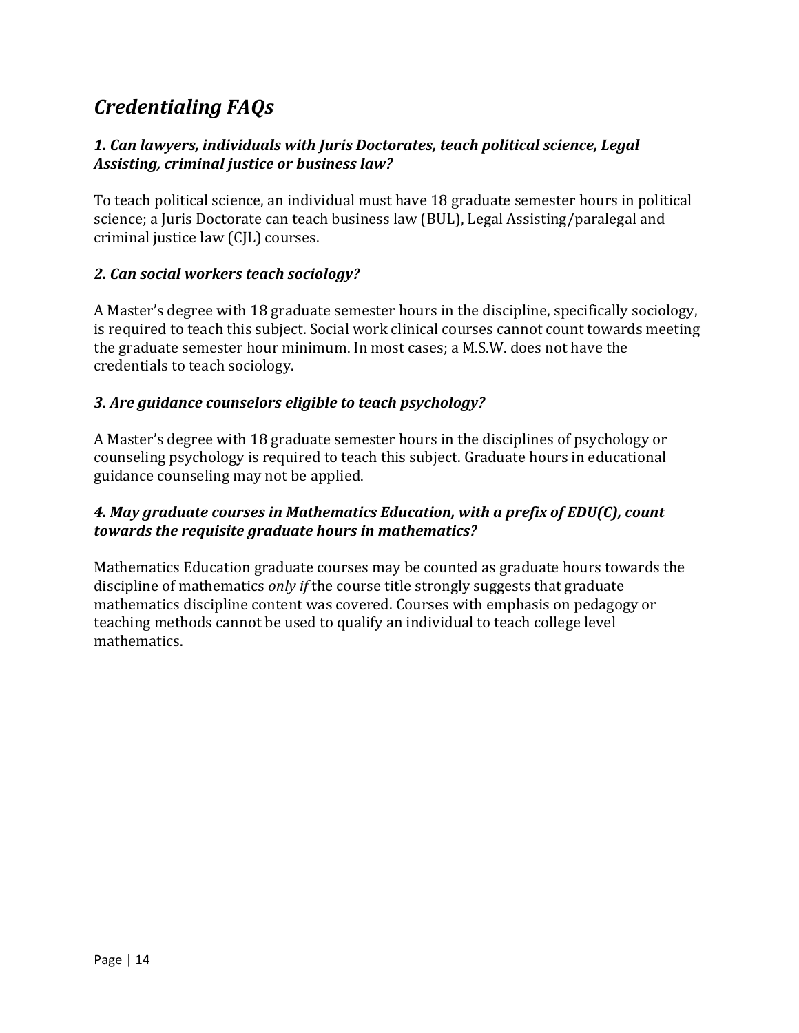## *Credentialing FAQs*

### *1. Can lawyers, individuals with Juris Doctorates, teach political science, Legal Assisting, criminal justice or business law?*

To teach political science, an individual must have 18 graduate semester hours in political science; a Juris Doctorate can teach business law (BUL), Legal Assisting/paralegal and criminal justice law (CJL) courses.

### *2. Can social workers teach sociology?*

A Master's degree with 18 graduate semester hours in the discipline, specifically sociology, is required to teach this subject. Social work clinical courses cannot count towards meeting the graduate semester hour minimum. In most cases; a M.S.W. does not have the credentials to teach sociology.

### *3. Are guidance counselors eligible to teach psychology?*

A Master's degree with 18 graduate semester hours in the disciplines of psychology or counseling psychology is required to teach this subject. Graduate hours in educational guidance counseling may not be applied.

### *4. May graduate courses in Mathematics Education, with a prefix of EDU(C), count towards the requisite graduate hours in mathematics?*

Mathematics Education graduate courses may be counted as graduate hours towards the discipline of mathematics *only if* the course title strongly suggests that graduate mathematics discipline content was covered. Courses with emphasis on pedagogy or teaching methods cannot be used to qualify an individual to teach college level mathematics.